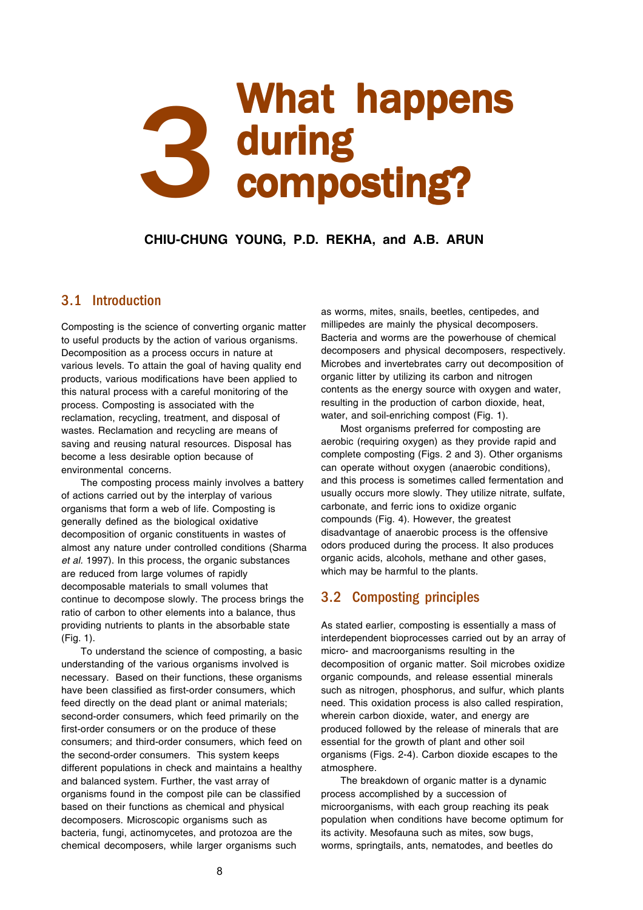# 3 What happens during composting?

**CHIU-CHUNG YOUNG, P.D. REKHA, and A.B. ARUN**

## 3.1 Introduction

Composting is the science of converting organic matter to useful products by the action of various organisms. Decomposition as a process occurs in nature at various levels. To attain the goal of having quality end products, various modifications have been applied to this natural process with a careful monitoring of the process. Composting is associated with the reclamation, recycling, treatment, and disposal of wastes. Reclamation and recycling are means of saving and reusing natural resources. Disposal has become a less desirable option because of environmental concerns.

The composting process mainly involves a battery of actions carried out by the interplay of various organisms that form a web of life. Composting is generally defined as the biological oxidative decomposition of organic constituents in wastes of almost any nature under controlled conditions (Sharma *et al.* 1997). In this process, the organic substances are reduced from large volumes of rapidly decomposable materials to small volumes that continue to decompose slowly. The process brings the ratio of carbon to other elements into a balance, thus providing nutrients to plants in the absorbable state (Fig. 1).

To understand the science of composting, a basic understanding of the various organisms involved is necessary. Based on their functions, these organisms have been classified as first-order consumers, which feed directly on the dead plant or animal materials; second-order consumers, which feed primarily on the first-order consumers or on the produce of these consumers; and third-order consumers, which feed on the second-order consumers. This system keeps different populations in check and maintains a healthy and balanced system. Further, the vast array of organisms found in the compost pile can be classified based on their functions as chemical and physical decomposers. Microscopic organisms such as bacteria, fungi, actinomycetes, and protozoa are the chemical decomposers, while larger organisms such as worms, mites, snails, beetles, centipedes, and millipedes are mainly the physical decomposers. Bacteria and worms are the powerhouse of chemical decomposers and physical decomposers, respectively. Microbes and invertebrates carry out decomposition of organic litter by utilizing its carbon and nitrogen contents as the energy source with oxygen and water, resulting in the production of carbon dioxide, heat, water, and soil-enriching compost (Fig. 1).

Most organisms preferred for composting are aerobic (requiring oxygen) as they provide rapid and complete composting (Figs. 2 and 3). Other organisms can operate without oxygen (anaerobic conditions), and this process is sometimes called fermentation and usually occurs more slowly. They utilize nitrate, sulfate, carbonate, and ferric ions to oxidize organic compounds (Fig. 4). However, the greatest disadvantage of anaerobic process is the offensive odors produced during the process. It also produces organic acids, alcohols, methane and other gases, which may be harmful to the plants.

## 3.2 Composting principles

As stated earlier, composting is essentially a mass of interdependent bioprocesses carried out by an array of micro- and macroorganisms resulting in the decomposition of organic matter. Soil microbes oxidize organic compounds, and release essential minerals such as nitrogen, phosphorus, and sulfur, which plants need. This oxidation process is also called respiration, wherein carbon dioxide, water, and energy are produced followed by the release of minerals that are essential for the growth of plant and other soil organisms (Figs. 2-4). Carbon dioxide escapes to the atmosphere.

The breakdown of organic matter is a dynamic process accomplished by a succession of microorganisms, with each group reaching its peak population when conditions have become optimum for its activity. Mesofauna such as mites, sow bugs, worms, springtails, ants, nematodes, and beetles do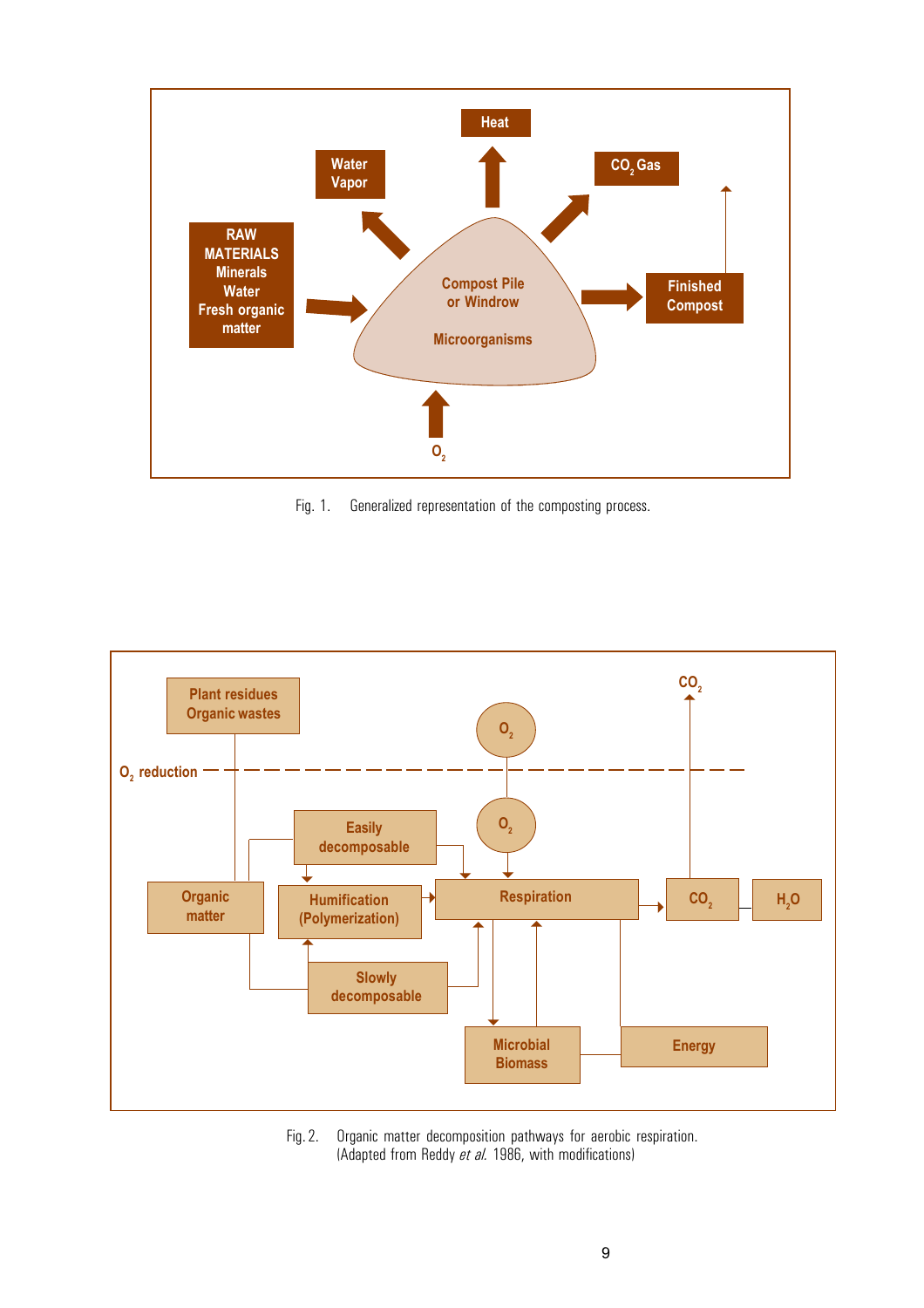Fig. 1. Generalized representation of the composting process.

Fig. 2. Organic matter decomposition pathways for aerobic respiration. (Adapted from Reddy *et al.* 1986, with modifications)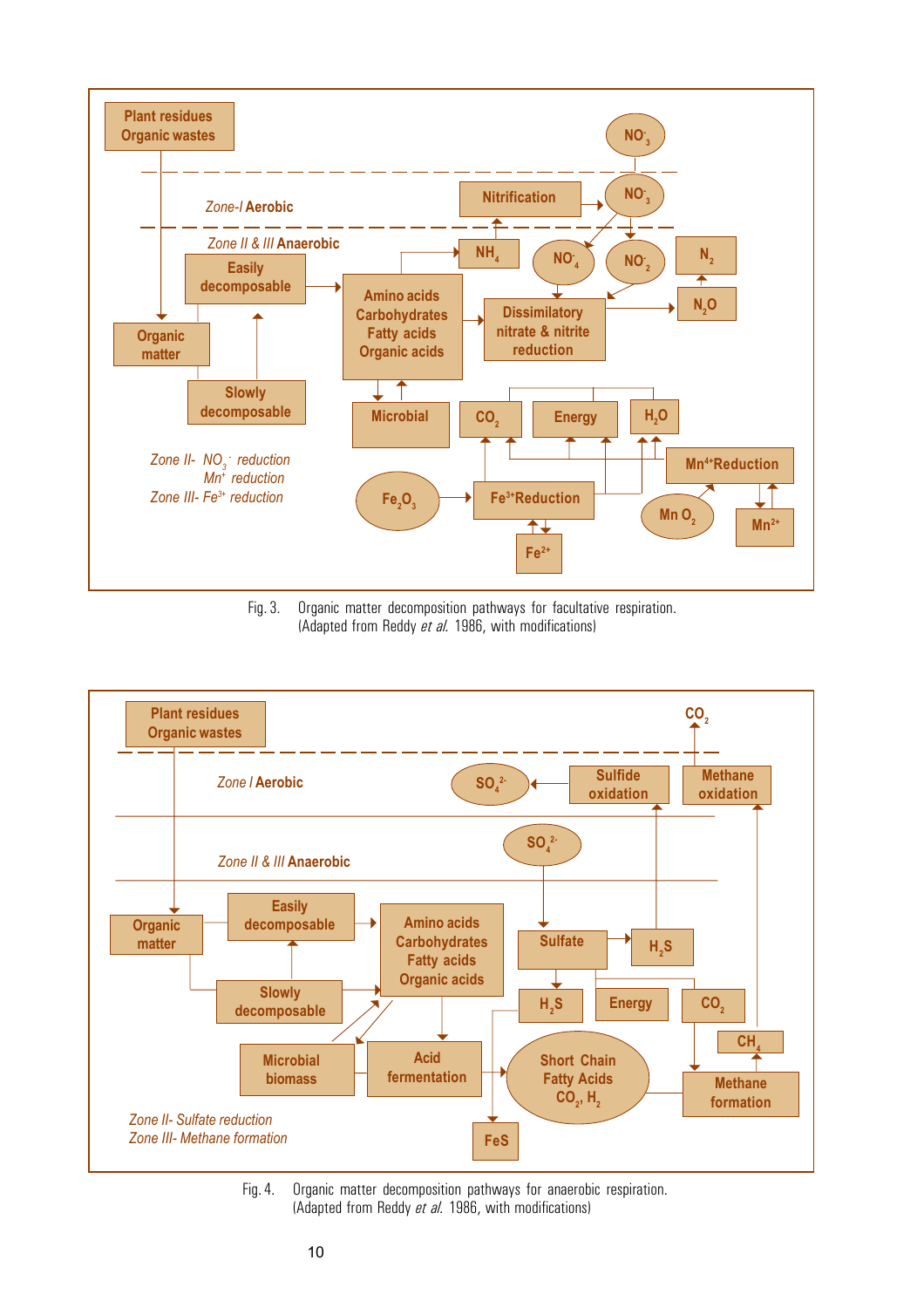Fig. 3. Organic matter decomposition pathways for facultative respiration. (Adapted from Reddy *et al.* 1986, with modifications)

Fig. 4. Organic matter decomposition pathways for anaerobic respiration. (Adapted from Reddy *et al.* 1986, with modifications)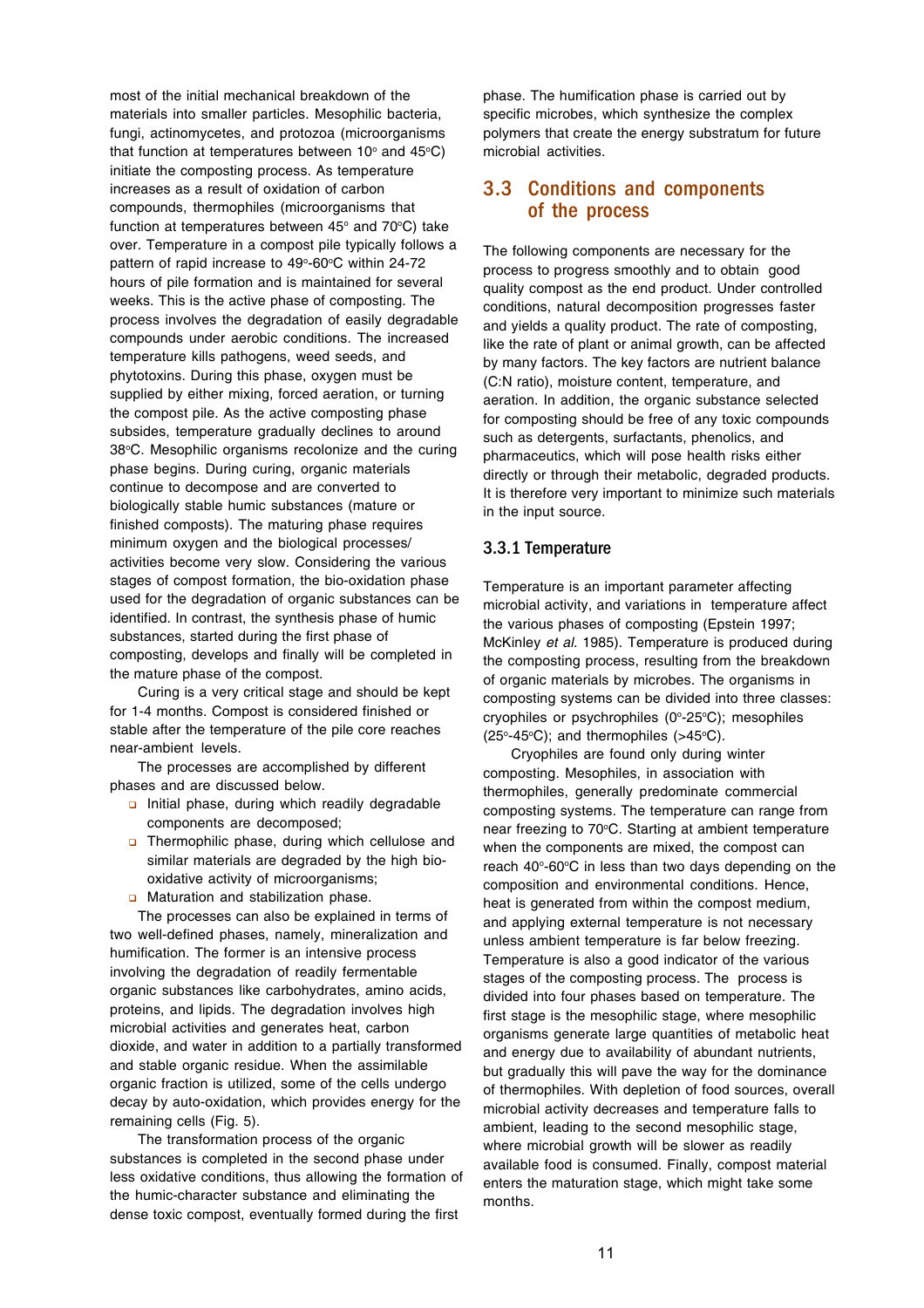most of the initial mechanical breakdown of the materials into smaller particles. Mesophilic bacteria, fungi, actinomycetes, and protozoa (microorganisms that function at temperatures between 10° and 45°C) initiate the composting process. As temperature increases as a result of oxidation of carbon compounds, thermophiles (microorganisms that function at temperatures between 45° and 70°C) take over. Temperature in a compost pile typically follows a pattern of rapid increase to 49°-60°C within 24-72 hours of pile formation and is maintained for several weeks. This is the active phase of composting. The process involves the degradation of easily degradable compounds under aerobic conditions. The increased temperature kills pathogens, weed seeds, and phytotoxins. During this phase, oxygen must be supplied by either mixing, forced aeration, or turning the compost pile. As the active composting phase subsides, temperature gradually declines to around 38°C. Mesophilic organisms recolonize and the curing phase begins. During curing, organic materials continue to decompose and are converted to biologically stable humic substances (mature or finished composts). The maturing phase requires minimum oxygen and the biological processes/activities become very slow. Considering the various stages of compost formation, the bio-oxidation phase used for the degradation of organic substances can be identified. In contrast, the synthesis phase of humic substances, started during the first phase of composting, develops and finally will be completed in the mature phase of the compost.

Curing is a very critical stage and should be kept for 1-4 months. Compost is considered finished or stable after the temperature of the pile core reaches near-ambient levels.

The processes are accomplished by different phases and are discussed below.

- Initial phase, during which readily degradable components are decomposed;
- Thermophilic phase, during which cellulose and similar materials are degraded by the high bio-oxidative activity of microorganisms;
- Maturation and stabilization phase.

The processes can also be explained in terms of two well-defined phases, namely, mineralization and humification. The former is an intensive process involving the degradation of readily fermentable organic substances like carbohydrates, amino acids, proteins, and lipids. The degradation involves high microbial activities and generates heat, carbon dioxide, and water in addition to a partially transformed and stable organic residue. When the assimilable organic fraction is utilized, some of the cells undergo decay by auto-oxidation, which provides energy for the remaining cells (Fig. 5).

The transformation process of the organic substances is completed in the second phase under less oxidative conditions, thus allowing the formation of the humic-character substance and eliminating the dense toxic compost, eventually formed during the first phase. The humification phase is carried out by specific microbes, which synthesize the complex polymers that create the energy substratum for future microbial activities.

## 3.3 Conditions and components of the process

The following components are necessary for the process to progress smoothly and to obtain good quality compost as the end product. Under controlled conditions, natural decomposition progresses faster and yields a quality product. The rate of composting, like the rate of plant or animal growth, can be affected by many factors. The key factors are nutrient balance (C:N ratio), moisture content, temperature, and aeration. In addition, the organic substance selected for composting should be free of any toxic compounds such as detergents, surfactants, phenolics, and pharmaceutics, which will pose health risks either directly or through their metabolic, degraded products. It is therefore very important to minimize such materials in the input source.

### 3.3.1 Temperature

Temperature is an important parameter affecting microbial activity, and variations in temperature affect the various phases of composting (Epstein 1997; McKinley *et al*. 1985). Temperature is produced during the composting process, resulting from the breakdown of organic materials by microbes. The organisms in composting systems can be divided into three classes: cryophiles or psychrophiles (0°-25°C); mesophiles (25°-45°C); and thermophiles (>45°C).

Cryophiles are found only during winter composting. Mesophiles, in association with thermophiles, generally predominate commercial composting systems. The temperature can range from near freezing to 70°C. Starting at ambient temperature when the components are mixed, the compost can reach 40°-60°C in less than two days depending on the composition and environmental conditions. Hence, heat is generated from within the compost medium, and applying external temperature is not necessary unless ambient temperature is far below freezing. Temperature is also a good indicator of the various stages of the composting process. The process is divided into four phases based on temperature. The first stage is the mesophilic stage, where mesophilic organisms generate large quantities of metabolic heat and energy due to availability of abundant nutrients, but gradually this will pave the way for the dominance of thermophiles. With depletion of food sources, overall microbial activity decreases and temperature falls to ambient, leading to the second mesophilic stage, where microbial growth will be slower as readily available food is consumed. Finally, compost material enters the maturation stage, which might take some months.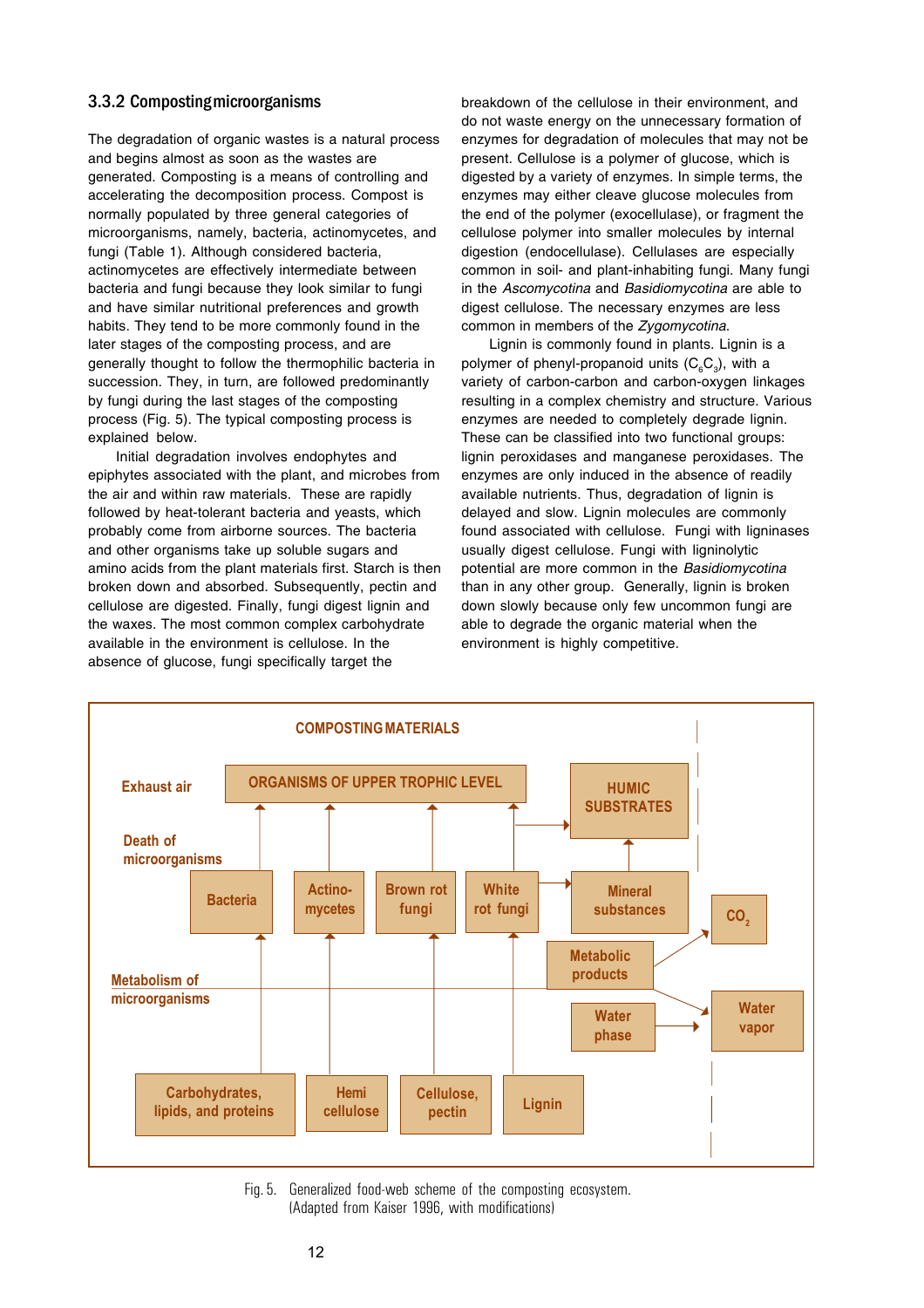### 3.3.2 Composting microorganisms

The degradation of organic wastes is a natural process and begins almost as soon as the wastes are generated. Composting is a means of controlling and accelerating the decomposition process. Compost is normally populated by three general categories of microorganisms, namely, bacteria, actinomycetes, and fungi (Table 1). Although considered bacteria, actinomycetes are effectively intermediate between bacteria and fungi because they look similar to fungi and have similar nutritional preferences and growth habits. They tend to be more commonly found in the later stages of the composting process, and are generally thought to follow the thermophilic bacteria in succession. They, in turn, are followed predominantly by fungi during the last stages of the composting process (Fig. 5). The typical composting process is explained below.

Initial degradation involves endophytes and epiphytes associated with the plant, and microbes from the air and within raw materials. These are rapidly followed by heat-tolerant bacteria and yeasts, which probably come from airborne sources. The bacteria and other organisms take up soluble sugars and amino acids from the plant materials first. Starch is then broken down and absorbed. Subsequently, pectin and cellulose are digested. Finally, fungi digest lignin and the waxes. The most common complex carbohydrate available in the environment is cellulose. In the absence of glucose, fungi specifically target the breakdown of the cellulose in their environment, and do not waste energy on the unnecessary formation of enzymes for degradation of molecules that may not be present. Cellulose is a polymer of glucose, which is digested by a variety of enzymes. In simple terms, the enzymes may either cleave glucose molecules from the end of the polymer (exocellulase), or fragment the cellulose polymer into smaller molecules by internal digestion (endocellulase). Cellulases are especially common in soil- and plant-inhabiting fungi. Many fungi in the *Ascomycotina* and *Basidiomycotina* are able to digest cellulose. The necessary enzymes are less common in members of the *Zygomycotina*.

Lignin is commonly found in plants. Lignin is a polymer of phenyl-propanoid units ($C_6C_3$), with a variety of carbon-carbon and carbon-oxygen linkages resulting in a complex chemistry and structure. Various enzymes are needed to completely degrade lignin. These can be classified into two functional groups: lignin peroxidases and manganese peroxidases. The enzymes are only induced in the absence of readily available nutrients. Thus, degradation of lignin is delayed and slow. Lignin molecules are commonly found associated with cellulose. Fungi with ligninases usually digest cellulose. Fungi with ligninolytic potential are more common in the *Basidiomycotina* than in any other group. Generally, lignin is broken down slowly because only few uncommon fungi are able to degrade the organic material when the environment is highly competitive.

COMPOSTING MATERIALS

Exhaust air | ORGANISMS OF UPPER TROPHIC LEVEL | HUMIC SUBSTRATES

Death of microorganisms | Bacteria | Actino-mycetes | Brown rot fungi | White rot fungi | Mineral substances | $CO_2$

Metabolism of microorganisms | Metabolic products | Water phase | Water vapor

Carbohydrates, lipids, and proteins | Hemi cellulose | Cellulose, pectin | Lignin

Fig. 5. Generalized food-web scheme of the composting ecosystem. (Adapted from Kaiser 1996, with modifications)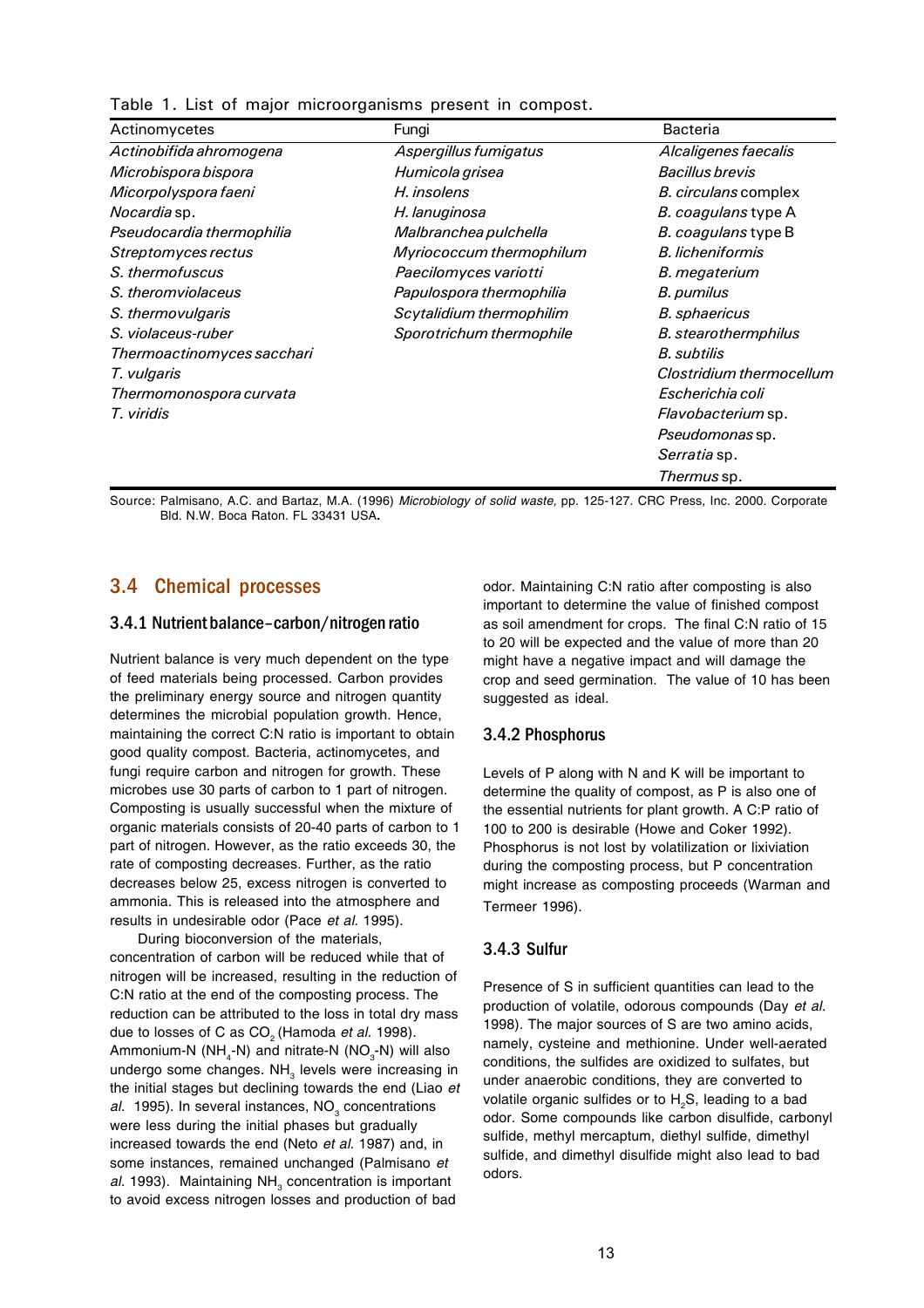Table 1. List of major microorganisms present in compost.

| Actinomycetes | Fungi | Bacteria |
|---|---|---|
| *Actinobifida ahromogena* | *Aspergillus fumigatus* | *Alcaligenes faecalis* |
| *Microbispora bispora* | *Humicola grisea* | *Bacillus brevis* |
| *Micorpolyspora faeni* | *H. insolens* | *B. circulans* complex |
| *Nocardia* sp. | *H. lanuginosa* | *B. coagulans* type A |
| *Pseudocardia thermophilia* | *Malbranchea pulchella* | *B. coagulans* type B |
| *Streptomyces rectus* | *Myriococcum thermophilum* | *B. licheniformis* |
| *S. thermofuscus* | *Paecilomyces variotti* | *B. megaterium* |
| *S. theromviolaceus* | *Papulospora thermophilia* | *B. pumilus* |
| *S. thermovulgaris* | *Scytalidium thermophilim* | *B. sphaericus* |
| *S. violaceus-ruber* | *Sporotrichum thermophile* | *B. stearothermphilus* |
| *Thermoactinomyces sacchari* | | *B. subtilis* |
| *T. vulgaris* | | *Clostridium thermocellum* |
| *Thermomonospora curvata* | | *Escherichia coli* |
| *T. viridis* | | *Flavobacterium* sp. |
| | | *Pseudomonas* sp. |
| | | *Serratia* sp. |
| | | *Thermus* sp. |

Source: Palmisano, A.C. and Bartaz, M.A. (1996) *Microbiology of solid waste,* pp. 125-127. CRC Press, Inc. 2000. Corporate Bld. N.W. Boca Raton. FL 33431 USA**.**

## 3.4 Chemical processes

### 3.4.1 Nutrient balance–carbon/nitrogen ratio

Nutrient balance is very much dependent on the type of feed materials being processed. Carbon provides the preliminary energy source and nitrogen quantity determines the microbial population growth. Hence, maintaining the correct C:N ratio is important to obtain good quality compost. Bacteria, actinomycetes, and fungi require carbon and nitrogen for growth. These microbes use 30 parts of carbon to 1 part of nitrogen. Composting is usually successful when the mixture of organic materials consists of 20-40 parts of carbon to 1 part of nitrogen. However, as the ratio exceeds 30, the rate of composting decreases. Further, as the ratio decreases below 25, excess nitrogen is converted to ammonia. This is released into the atmosphere and results in undesirable odor (Pace *et al.* 1995).

During bioconversion of the materials, concentration of carbon will be reduced while that of nitrogen will be increased, resulting in the reduction of C:N ratio at the end of the composting process. The reduction can be attributed to the loss in total dry mass due to losses of C as $CO_2$ (Hamoda *et al.* 1998). Ammonium-N ($NH_4$-N) and nitrate-N ($NO_3$-N) will also undergo some changes. $NH_3$ levels were increasing in the initial stages but declining towards the end (Liao *et al.* 1995). In several instances, $NO_3$ concentrations were less during the initial phases but gradually increased towards the end (Neto *et al.* 1987) and, in some instances, remained unchanged (Palmisano *et al.* 1993). Maintaining $NH_3$ concentration is important to avoid excess nitrogen losses and production of bad odor. Maintaining C:N ratio after composting is also important to determine the value of finished compost as soil amendment for crops. The final C:N ratio of 15 to 20 will be expected and the value of more than 20 might have a negative impact and will damage the crop and seed germination. The value of 10 has been suggested as ideal.

### 3.4.2 Phosphorus

Levels of P along with N and K will be important to determine the quality of compost, as P is also one of the essential nutrients for plant growth. A C:P ratio of 100 to 200 is desirable (Howe and Coker 1992). Phosphorus is not lost by volatilization or lixiviation during the composting process, but P concentration might increase as composting proceeds (Warman and Termeer 1996).

### 3.4.3 Sulfur

Presence of S in sufficient quantities can lead to the production of volatile, odorous compounds (Day *et al.* 1998). The major sources of S are two amino acids, namely, cysteine and methionine. Under well-aerated conditions, the sulfides are oxidized to sulfates, but under anaerobic conditions, they are converted to volatile organic sulfides or to $H_2S$, leading to a bad odor. Some compounds like carbon disulfide, carbonyl sulfide, methyl mercaptum, diethyl sulfide, dimethyl sulfide, and dimethyl disulfide might also lead to bad odors.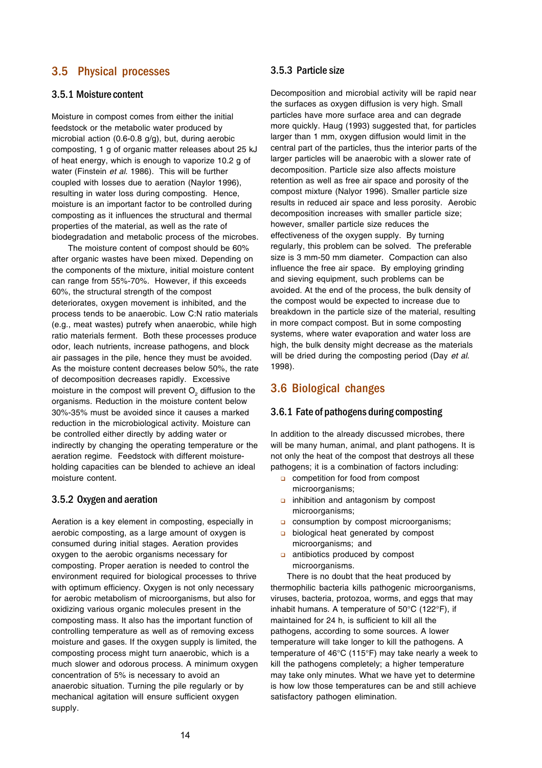## 3.5 Physical processes

### 3.5.1 Moisture content

Moisture in compost comes from either the initial feedstock or the metabolic water produced by microbial action (0.6-0.8 g/g), but, during aerobic composting, 1 g of organic matter releases about 25 kJ of heat energy, which is enough to vaporize 10.2 g of water (Finstein *et al.* 1986). This will be further coupled with losses due to aeration (Naylor 1996), resulting in water loss during composting. Hence, moisture is an important factor to be controlled during composting as it influences the structural and thermal properties of the material, as well as the rate of biodegradation and metabolic process of the microbes.

The moisture content of compost should be 60% after organic wastes have been mixed. Depending on the components of the mixture, initial moisture content can range from 55%-70%. However, if this exceeds 60%, the structural strength of the compost deteriorates, oxygen movement is inhibited, and the process tends to be anaerobic. Low C:N ratio materials (e.g., meat wastes) putrefy when anaerobic, while high ratio materials ferment. Both these processes produce odor, leach nutrients, increase pathogens, and block air passages in the pile, hence they must be avoided. As the moisture content decreases below 50%, the rate of decomposition decreases rapidly. Excessive moisture in the compost will prevent $O_2$ diffusion to the organisms. Reduction in the moisture content below 30%-35% must be avoided since it causes a marked reduction in the microbiological activity. Moisture can be controlled either directly by adding water or indirectly by changing the operating temperature or the aeration regime. Feedstock with different moisture-holding capacities can be blended to achieve an ideal moisture content.

### 3.5.2 Oxygen and aeration

Aeration is a key element in composting, especially in aerobic composting, as a large amount of oxygen is consumed during initial stages. Aeration provides oxygen to the aerobic organisms necessary for composting. Proper aeration is needed to control the environment required for biological processes to thrive with optimum efficiency. Oxygen is not only necessary for aerobic metabolism of microorganisms, but also for oxidizing various organic molecules present in the composting mass. It also has the important function of controlling temperature as well as of removing excess moisture and gases. If the oxygen supply is limited, the composting process might turn anaerobic, which is a much slower and odorous process. A minimum oxygen concentration of 5% is necessary to avoid an anaerobic situation. Turning the pile regularly or by mechanical agitation will ensure sufficient oxygen supply.

### 3.5.3 Particle size

Decomposition and microbial activity will be rapid near the surfaces as oxygen diffusion is very high. Small particles have more surface area and can degrade more quickly. Haug (1993) suggested that, for particles larger than 1 mm, oxygen diffusion would limit in the central part of the particles, thus the interior parts of the larger particles will be anaerobic with a slower rate of decomposition. Particle size also affects moisture retention as well as free air space and porosity of the compost mixture (Nalyor 1996). Smaller particle size results in reduced air space and less porosity. Aerobic decomposition increases with smaller particle size; however, smaller particle size reduces the effectiveness of the oxygen supply. By turning regularly, this problem can be solved. The preferable size is 3 mm-50 mm diameter. Compaction can also influence the free air space. By employing grinding and sieving equipment, such problems can be avoided. At the end of the process, the bulk density of the compost would be expected to increase due to breakdown in the particle size of the material, resulting in more compact compost. But in some composting systems, where water evaporation and water loss are high, the bulk density might decrease as the materials will be dried during the composting period (Day *et al.* 1998).

## 3.6 Biological changes

### 3.6.1 Fate of pathogens during composting

In addition to the already discussed microbes, there will be many human, animal, and plant pathogens. It is not only the heat of the compost that destroys all these pathogens; it is a combination of factors including:

- competition for food from compost microorganisms;
- inhibition and antagonism by compost microorganisms;
- consumption by compost microorganisms;
- biological heat generated by compost microorganisms; and
- antibiotics produced by compost microorganisms.

There is no doubt that the heat produced by thermophilic bacteria kills pathogenic microorganisms, viruses, bacteria, protozoa, worms, and eggs that may inhabit humans. A temperature of 50°C (122°F), if maintained for 24 h, is sufficient to kill all the pathogens, according to some sources. A lower temperature will take longer to kill the pathogens. A temperature of 46°C (115°F) may take nearly a week to kill the pathogens completely; a higher temperature may take only minutes. What we have yet to determine is how low those temperatures can be and still achieve satisfactory pathogen elimination.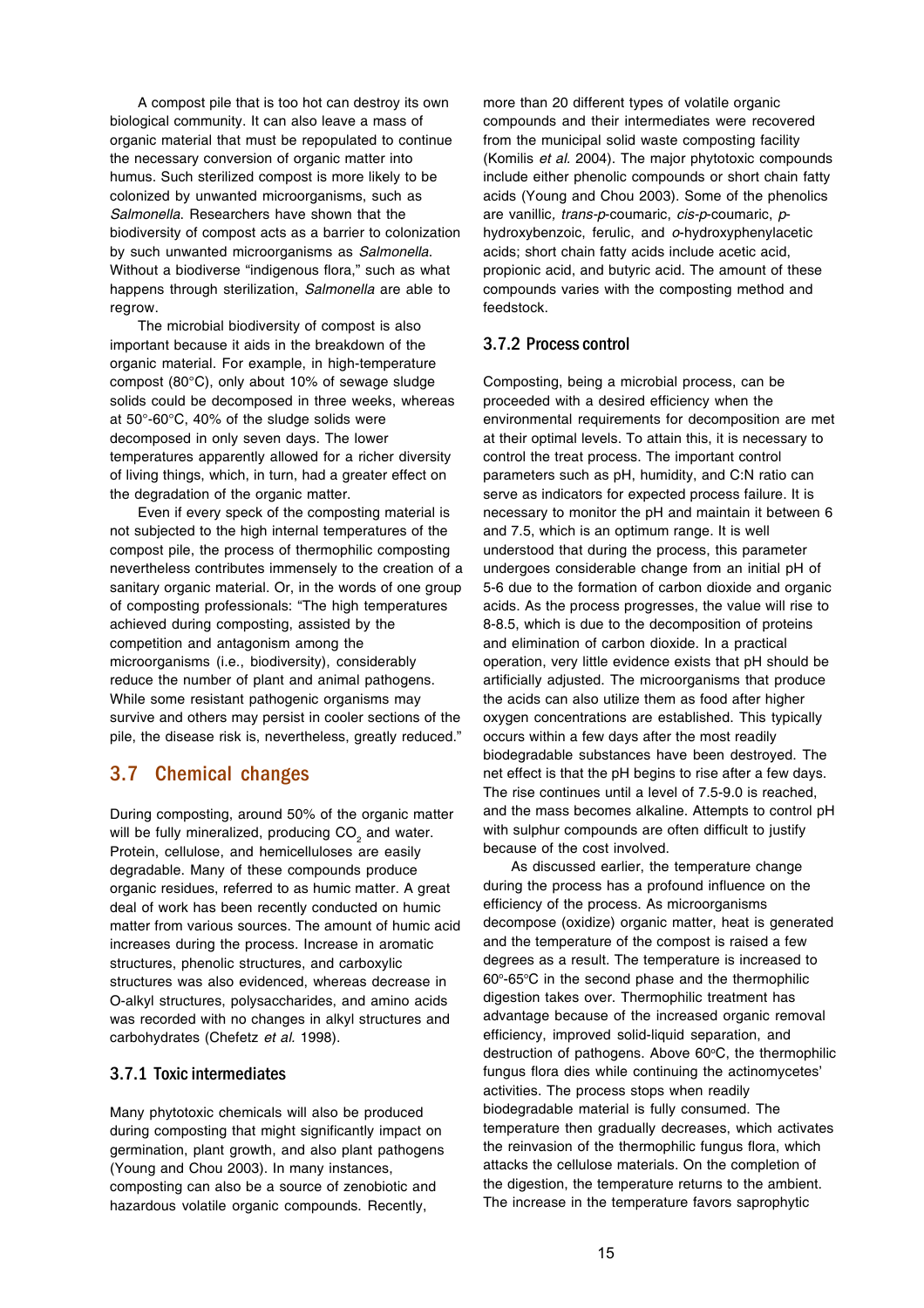A compost pile that is too hot can destroy its own biological community. It can also leave a mass of organic material that must be repopulated to continue the necessary conversion of organic matter into humus. Such sterilized compost is more likely to be colonized by unwanted microorganisms, such as *Salmonella*. Researchers have shown that the biodiversity of compost acts as a barrier to colonization by such unwanted microorganisms as *Salmonella*. Without a biodiverse "indigenous flora," such as what happens through sterilization, *Salmonella* are able to regrow.

The microbial biodiversity of compost is also important because it aids in the breakdown of the organic material. For example, in high-temperature compost (80°C), only about 10% of sewage sludge solids could be decomposed in three weeks, whereas at 50°-60°C, 40% of the sludge solids were decomposed in only seven days. The lower temperatures apparently allowed for a richer diversity of living things, which, in turn, had a greater effect on the degradation of the organic matter.

Even if every speck of the composting material is not subjected to the high internal temperatures of the compost pile, the process of thermophilic composting nevertheless contributes immensely to the creation of a sanitary organic material. Or, in the words of one group of composting professionals: "The high temperatures achieved during composting, assisted by the competition and antagonism among the microorganisms (i.e., biodiversity), considerably reduce the number of plant and animal pathogens. While some resistant pathogenic organisms may survive and others may persist in cooler sections of the pile, the disease risk is, nevertheless, greatly reduced."

## 3.7 Chemical changes

During composting, around 50% of the organic matter will be fully mineralized, producing $CO_2$ and water. Protein, cellulose, and hemicelluloses are easily degradable. Many of these compounds produce organic residues, referred to as humic matter. A great deal of work has been recently conducted on humic matter from various sources. The amount of humic acid increases during the process. Increase in aromatic structures, phenolic structures, and carboxylic structures was also evidenced, whereas decrease in O-alkyl structures, polysaccharides, and amino acids was recorded with no changes in alkyl structures and carbohydrates (Chefetz *et al.* 1998).

### 3.7.1 Toxic intermediates

Many phytotoxic chemicals will also be produced during composting that might significantly impact on germination, plant growth, and also plant pathogens (Young and Chou 2003). In many instances, composting can also be a source of zenobiotic and hazardous volatile organic compounds. Recently, more than 20 different types of volatile organic compounds and their intermediates were recovered from the municipal solid waste composting facility (Komilis *et al.* 2004). The major phytotoxic compounds include either phenolic compounds or short chain fatty acids (Young and Chou 2003). Some of the phenolics are vanillic, *trans-p*-coumaric, *cis-p*-coumaric, *p*-hydroxybenzoic, ferulic, and *o*-hydroxyphenylacetic acids; short chain fatty acids include acetic acid, propionic acid, and butyric acid. The amount of these compounds varies with the composting method and feedstock.

### 3.7.2 Process control

Composting, being a microbial process, can be proceeded with a desired efficiency when the environmental requirements for decomposition are met at their optimal levels. To attain this, it is necessary to control the treat process. The important control parameters such as pH, humidity, and C:N ratio can serve as indicators for expected process failure. It is necessary to monitor the pH and maintain it between 6 and 7.5, which is an optimum range. It is well understood that during the process, this parameter undergoes considerable change from an initial pH of 5-6 due to the formation of carbon dioxide and organic acids. As the process progresses, the value will rise to 8-8.5, which is due to the decomposition of proteins and elimination of carbon dioxide. In a practical operation, very little evidence exists that pH should be artificially adjusted. The microorganisms that produce the acids can also utilize them as food after higher oxygen concentrations are established. This typically occurs within a few days after the most readily biodegradable substances have been destroyed. The net effect is that the pH begins to rise after a few days. The rise continues until a level of 7.5-9.0 is reached, and the mass becomes alkaline. Attempts to control pH with sulphur compounds are often difficult to justify because of the cost involved.

As discussed earlier, the temperature change during the process has a profound influence on the efficiency of the process. As microorganisms decompose (oxidize) organic matter, heat is generated and the temperature of the compost is raised a few degrees as a result. The temperature is increased to 60°-65°C in the second phase and the thermophilic digestion takes over. Thermophilic treatment has advantage because of the increased organic removal efficiency, improved solid-liquid separation, and destruction of pathogens. Above 60°C, the thermophilic fungus flora dies while continuing the actinomycetes' activities. The process stops when readily biodegradable material is fully consumed. The temperature then gradually decreases, which activates the reinvasion of the thermophilic fungus flora, which attacks the cellulose materials. On the completion of the digestion, the temperature returns to the ambient. The increase in the temperature favors saprophytic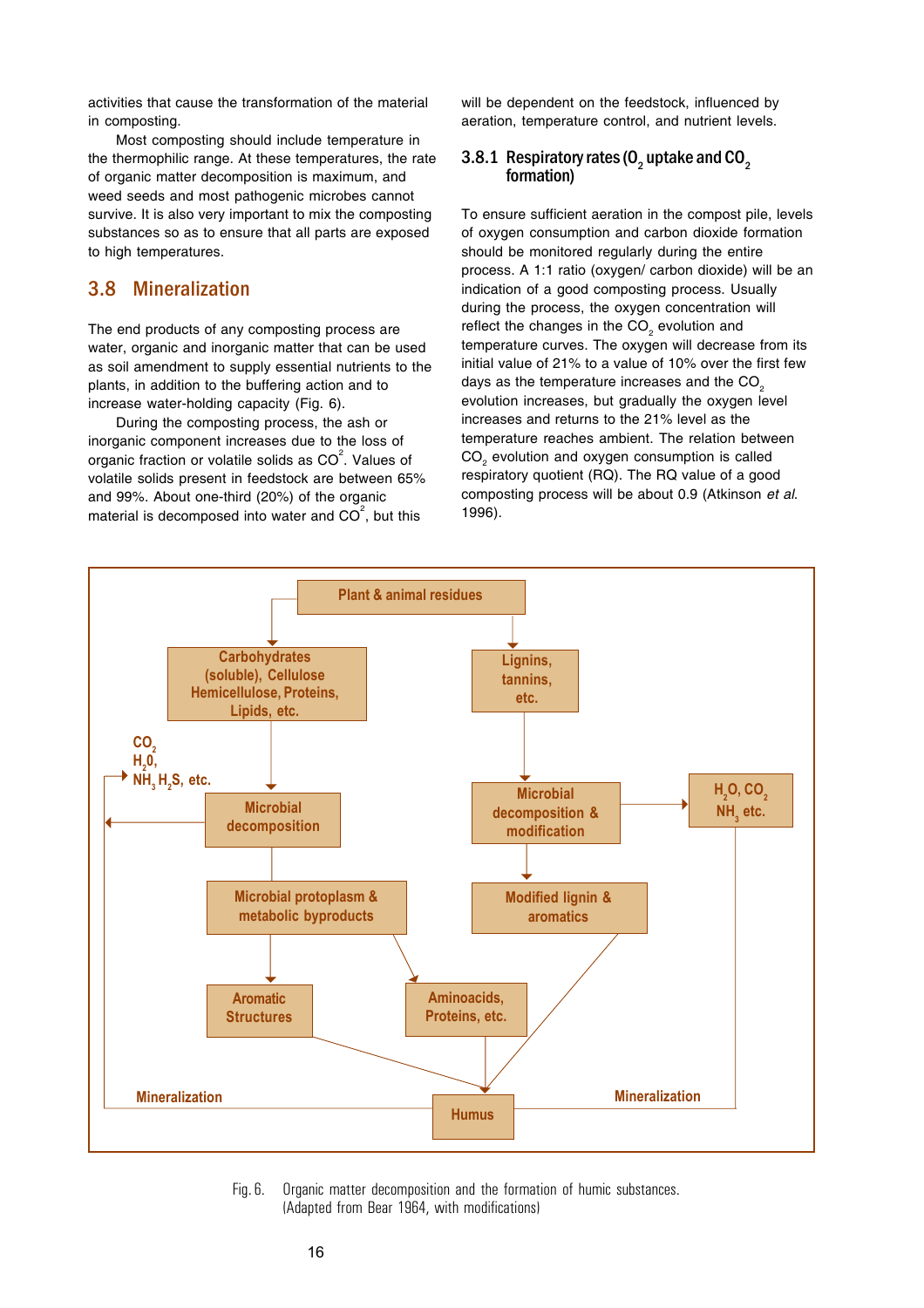activities that cause the transformation of the material in composting.

Most composting should include temperature in the thermophilic range. At these temperatures, the rate of organic matter decomposition is maximum, and weed seeds and most pathogenic microbes cannot survive. It is also very important to mix the composting substances so as to ensure that all parts are exposed to high temperatures.

## 3.8 Mineralization

The end products of any composting process are water, organic and inorganic matter that can be used as soil amendment to supply essential nutrients to the plants, in addition to the buffering action and to increase water-holding capacity (Fig. 6).

During the composting process, the ash or inorganic component increases due to the loss of organic fraction or volatile solids as $CO^2$. Values of volatile solids present in feedstock are between 65% and 99%. About one-third (20%) of the organic material is decomposed into water and $CO^2$, but this will be dependent on the feedstock, influenced by aeration, temperature control, and nutrient levels.

### 3.8.1 Respiratory rates ($O_2$ uptake and $CO_2$ formation)

To ensure sufficient aeration in the compost pile, levels of oxygen consumption and carbon dioxide formation should be monitored regularly during the entire process. A 1:1 ratio (oxygen/ carbon dioxide) will be an indication of a good composting process. Usually during the process, the oxygen concentration will reflect the changes in the $CO_2$ evolution and temperature curves. The oxygen will decrease from its initial value of 21% to a value of 10% over the first few days as the temperature increases and the $CO_2$ evolution increases, but gradually the oxygen level increases and returns to the 21% level as the temperature reaches ambient. The relation between $CO_2$ evolution and oxygen consumption is called respiratory quotient (RQ). The RQ value of a good composting process will be about 0.9 (Atkinson *et al.* 1996).

Plant & animal residues → Carbohydrates (soluble), Cellulose Hemicellulose, Proteins, Lipids, etc. → Microbial decomposition → ($CO_2$, $H_2O$, $NH_3$, $H_2S$, etc.) → Microbial protoplasm & metabolic byproducts → Aromatic Structures / Aminoacids, Proteins, etc. → Humus

Plant & animal residues → Lignins, tannins, etc. → Microbial decomposition & modification → ($H_2O$, $CO_2$, $NH_3$ etc.) → Modified lignin & aromatics → Humus

Mineralization — Humus — Mineralization

Fig. 6. Organic matter decomposition and the formation of humic substances. (Adapted from Bear 1964, with modifications)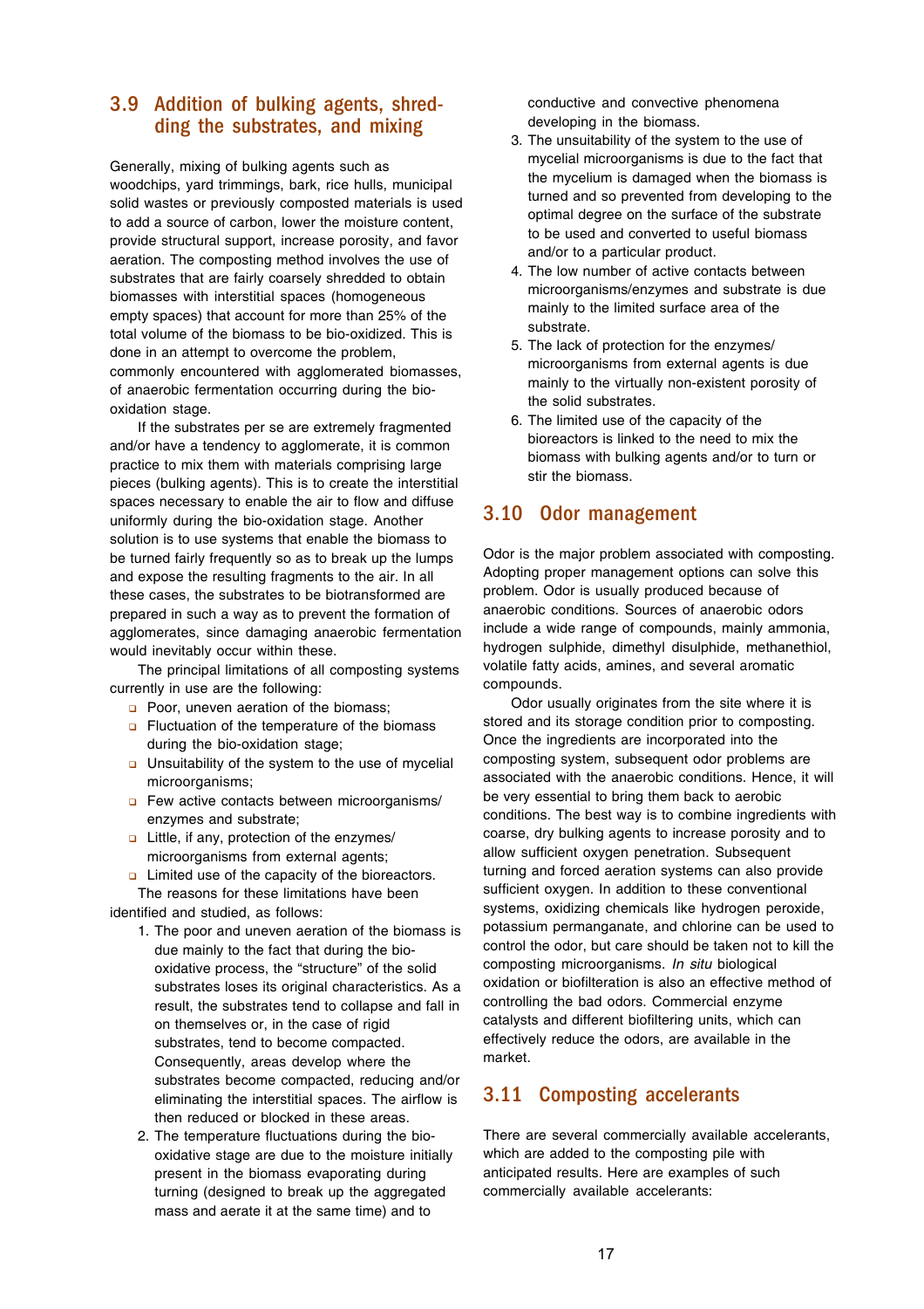## 3.9 Addition of bulking agents, shredding the substrates, and mixing

Generally, mixing of bulking agents such as woodchips, yard trimmings, bark, rice hulls, municipal solid wastes or previously composted materials is used to add a source of carbon, lower the moisture content, provide structural support, increase porosity, and favor aeration. The composting method involves the use of substrates that are fairly coarsely shredded to obtain biomasses with interstitial spaces (homogeneous empty spaces) that account for more than 25% of the total volume of the biomass to be bio-oxidized. This is done in an attempt to overcome the problem, commonly encountered with agglomerated biomasses, of anaerobic fermentation occurring during the bio-oxidation stage.

If the substrates per se are extremely fragmented and/or have a tendency to agglomerate, it is common practice to mix them with materials comprising large pieces (bulking agents). This is to create the interstitial spaces necessary to enable the air to flow and diffuse uniformly during the bio-oxidation stage. Another solution is to use systems that enable the biomass to be turned fairly frequently so as to break up the lumps and expose the resulting fragments to the air. In all these cases, the substrates to be biotransformed are prepared in such a way as to prevent the formation of agglomerates, since damaging anaerobic fermentation would inevitably occur within these.

The principal limitations of all composting systems currently in use are the following:

- Poor, uneven aeration of the biomass;
- Fluctuation of the temperature of the biomass during the bio-oxidation stage;
- Unsuitability of the system to the use of mycelial microorganisms;
- Few active contacts between microorganisms/ enzymes and substrate;
- Little, if any, protection of the enzymes/ microorganisms from external agents;
- Limited use of the capacity of the bioreactors.

The reasons for these limitations have been identified and studied, as follows:

1. The poor and uneven aeration of the biomass is due mainly to the fact that during the bio-oxidative process, the "structure" of the solid substrates loses its original characteristics. As a result, the substrates tend to collapse and fall in on themselves or, in the case of rigid substrates, tend to become compacted. Consequently, areas develop where the substrates become compacted, reducing and/or eliminating the interstitial spaces. The airflow is then reduced or blocked in these areas.
2. The temperature fluctuations during the bio-oxidative stage are due to the moisture initially present in the biomass evaporating during turning (designed to break up the aggregated mass and aerate it at the same time) and to conductive and convective phenomena developing in the biomass.
3. The unsuitability of the system to the use of mycelial microorganisms is due to the fact that the mycelium is damaged when the biomass is turned and so prevented from developing to the optimal degree on the surface of the substrate to be used and converted to useful biomass and/or to a particular product.
4. The low number of active contacts between microorganisms/enzymes and substrate is due mainly to the limited surface area of the substrate.
5. The lack of protection for the enzymes/ microorganisms from external agents is due mainly to the virtually non-existent porosity of the solid substrates.
6. The limited use of the capacity of the bioreactors is linked to the need to mix the biomass with bulking agents and/or to turn or stir the biomass.

## 3.10 Odor management

Odor is the major problem associated with composting. Adopting proper management options can solve this problem. Odor is usually produced because of anaerobic conditions. Sources of anaerobic odors include a wide range of compounds, mainly ammonia, hydrogen sulphide, dimethyl disulphide, methanethiol, volatile fatty acids, amines, and several aromatic compounds.

Odor usually originates from the site where it is stored and its storage condition prior to composting. Once the ingredients are incorporated into the composting system, subsequent odor problems are associated with the anaerobic conditions. Hence, it will be very essential to bring them back to aerobic conditions. The best way is to combine ingredients with coarse, dry bulking agents to increase porosity and to allow sufficient oxygen penetration. Subsequent turning and forced aeration systems can also provide sufficient oxygen. In addition to these conventional systems, oxidizing chemicals like hydrogen peroxide, potassium permanganate, and chlorine can be used to control the odor, but care should be taken not to kill the composting microorganisms. *In situ* biological oxidation or biofiltration is also an effective method of controlling the bad odors. Commercial enzyme catalysts and different biofiltering units, which can effectively reduce the odors, are available in the market.

## 3.11 Composting accelerants

There are several commercially available accelerants, which are added to the composting pile with anticipated results. Here are examples of such commercially available accelerants: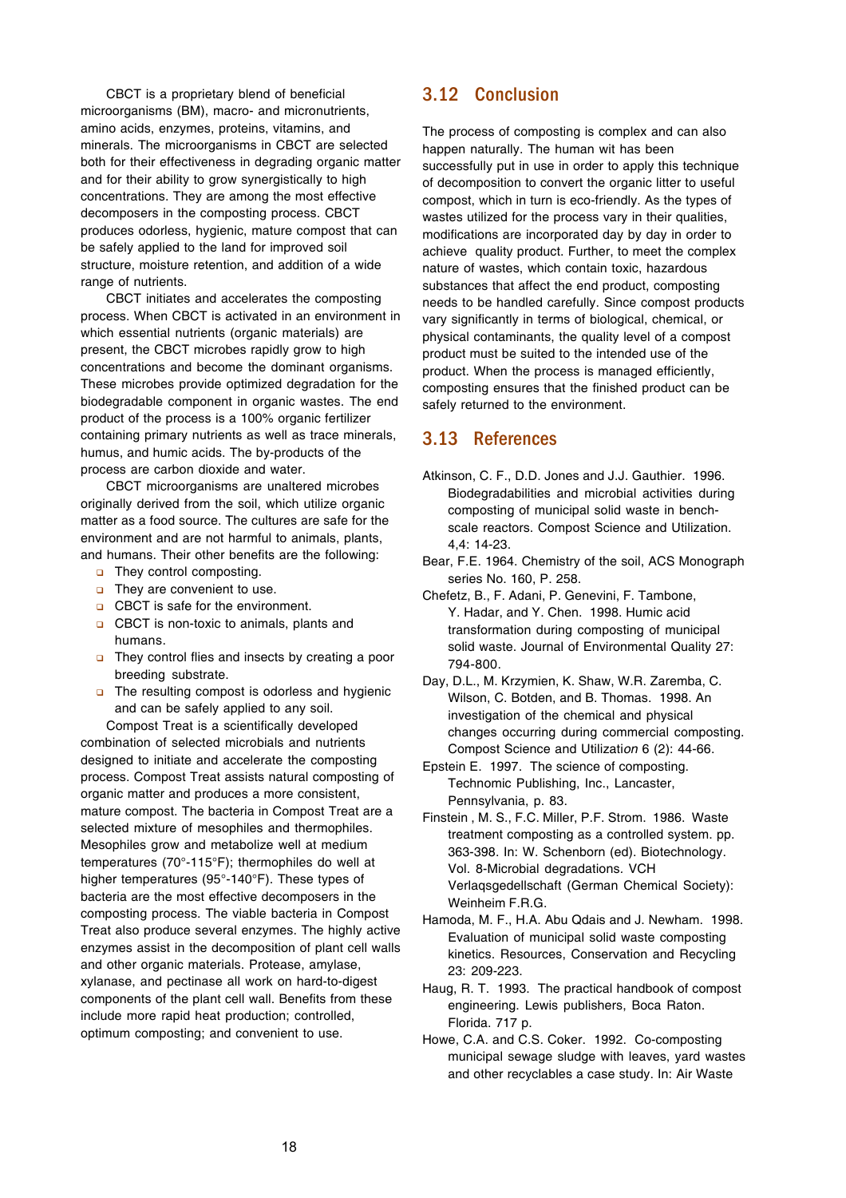CBCT is a proprietary blend of beneficial microorganisms (BM), macro- and micronutrients, amino acids, enzymes, proteins, vitamins, and minerals. The microorganisms in CBCT are selected both for their effectiveness in degrading organic matter and for their ability to grow synergistically to high concentrations. They are among the most effective decomposers in the composting process. CBCT produces odorless, hygienic, mature compost that can be safely applied to the land for improved soil structure, moisture retention, and addition of a wide range of nutrients.

CBCT initiates and accelerates the composting process. When CBCT is activated in an environment in which essential nutrients (organic materials) are present, the CBCT microbes rapidly grow to high concentrations and become the dominant organisms. These microbes provide optimized degradation for the biodegradable component in organic wastes. The end product of the process is a 100% organic fertilizer containing primary nutrients as well as trace minerals, humus, and humic acids. The by-products of the process are carbon dioxide and water.

CBCT microorganisms are unaltered microbes originally derived from the soil, which utilize organic matter as a food source. The cultures are safe for the environment and are not harmful to animals, plants, and humans. Their other benefits are the following:

- They control composting.
- They are convenient to use.
- CBCT is safe for the environment.
- CBCT is non-toxic to animals, plants and humans.
- They control flies and insects by creating a poor breeding substrate.
- The resulting compost is odorless and hygienic and can be safely applied to any soil.

Compost Treat is a scientifically developed combination of selected microbials and nutrients designed to initiate and accelerate the composting process. Compost Treat assists natural composting of organic matter and produces a more consistent, mature compost. The bacteria in Compost Treat are a selected mixture of mesophiles and thermophiles. Mesophiles grow and metabolize well at medium temperatures (70°-115°F); thermophiles do well at higher temperatures (95°-140°F). These types of bacteria are the most effective decomposers in the composting process. The viable bacteria in Compost Treat also produce several enzymes. The highly active enzymes assist in the decomposition of plant cell walls and other organic materials. Protease, amylase, xylanase, and pectinase all work on hard-to-digest components of the plant cell wall. Benefits from these include more rapid heat production; controlled, optimum composting; and convenient to use.

## 3.12 Conclusion

The process of composting is complex and can also happen naturally. The human wit has been successfully put in use in order to apply this technique of decomposition to convert the organic litter to useful compost, which in turn is eco-friendly. As the types of wastes utilized for the process vary in their qualities, modifications are incorporated day by day in order to achieve quality product. Further, to meet the complex nature of wastes, which contain toxic, hazardous substances that affect the end product, composting needs to be handled carefully. Since compost products vary significantly in terms of biological, chemical, or physical contaminants, the quality level of a compost product must be suited to the intended use of the product. When the process is managed efficiently, composting ensures that the finished product can be safely returned to the environment.

## 3.13 References

Atkinson, C. F., D.D. Jones and J.J. Gauthier. 1996. Biodegradabilities and microbial activities during composting of municipal solid waste in bench-scale reactors. Compost Science and Utilization. 4,4: 14-23.

Bear, F.E. 1964. Chemistry of the soil, ACS Monograph series No. 160, P. 258.

Chefetz, B., F. Adani, P. Genevini, F. Tambone, Y. Hadar, and Y. Chen. 1998. Humic acid transformation during composting of municipal solid waste. Journal of Environmental Quality 27: 794-800.

Day, D.L., M. Krzymien, K. Shaw, W.R. Zaremba, C. Wilson, C. Botden, and B. Thomas. 1998. An investigation of the chemical and physical changes occurring during commercial composting. Compost Science and Utilization 6 (2): 44-66.

Epstein E. 1997. The science of composting. Technomic Publishing, Inc., Lancaster, Pennsylvania, p. 83.

Finstein , M. S., F.C. Miller, P.F. Strom. 1986. Waste treatment composting as a controlled system. pp. 363-398. In: W. Schenborn (ed). Biotechnology. Vol. 8-Microbial degradations. VCH Verlaqsgedellschaft (German Chemical Society): Weinheim F.R.G.

Hamoda, M. F., H.A. Abu Qdais and J. Newham. 1998. Evaluation of municipal solid waste composting kinetics. Resources, Conservation and Recycling 23: 209-223.

Haug, R. T. 1993. The practical handbook of compost engineering. Lewis publishers, Boca Raton. Florida. 717 p.

Howe, C.A. and C.S. Coker. 1992. Co-composting municipal sewage sludge with leaves, yard wastes and other recyclables a case study. In: Air Waste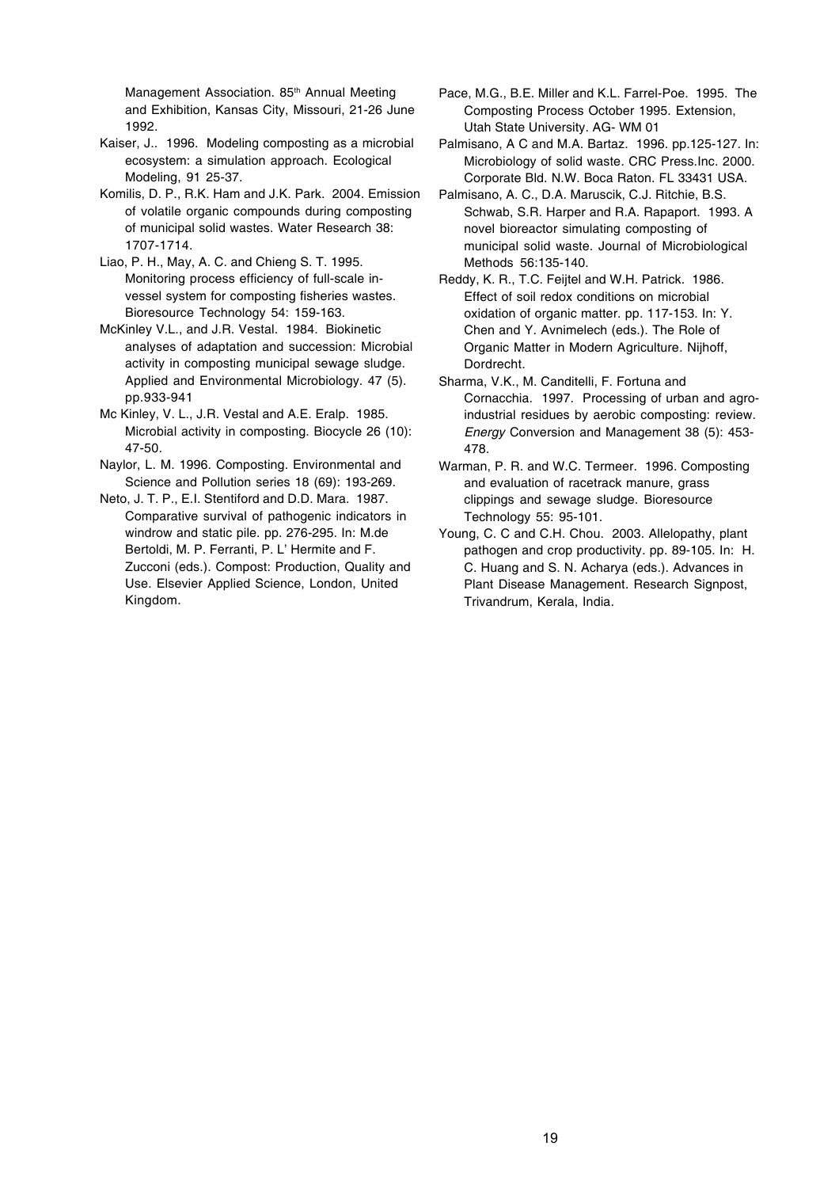Management Association. 85th Annual Meeting and Exhibition, Kansas City, Missouri, 21-26 June 1992.

Kaiser, J.. 1996. Modeling composting as a microbial ecosystem: a simulation approach. Ecological Modeling, 91 25-37.

Komilis, D. P., R.K. Ham and J.K. Park. 2004. Emission of volatile organic compounds during composting of municipal solid wastes. Water Research 38: 1707-1714.

Liao, P. H., May, A. C. and Chieng S. T. 1995. Monitoring process efficiency of full-scale in-vessel system for composting fisheries wastes. Bioresource Technology 54: 159-163.

McKinley V.L., and J.R. Vestal. 1984. Biokinetic analyses of adaptation and succession: Microbial activity in composting municipal sewage sludge. Applied and Environmental Microbiology. 47 (5). pp.933-941

Mc Kinley, V. L., J.R. Vestal and A.E. Eralp. 1985. Microbial activity in composting. Biocycle 26 (10): 47-50.

Naylor, L. M. 1996. Composting. Environmental and Science and Pollution series 18 (69): 193-269.

Neto, J. T. P., E.I. Stentiford and D.D. Mara. 1987. Comparative survival of pathogenic indicators in windrow and static pile. pp. 276-295. In: M.de Bertoldi, M. P. Ferranti, P. L' Hermite and F. Zucconi (eds.). Compost: Production, Quality and Use. Elsevier Applied Science, London, United Kingdom.

Pace, M.G., B.E. Miller and K.L. Farrel-Poe. 1995. The Composting Process October 1995. Extension, Utah State University. AG- WM 01

Palmisano, A C and M.A. Bartaz. 1996. pp.125-127. In: Microbiology of solid waste. CRC Press.Inc. 2000. Corporate Bld. N.W. Boca Raton. FL 33431 USA.

Palmisano, A. C., D.A. Maruscik, C.J. Ritchie, B.S. Schwab, S.R. Harper and R.A. Rapaport. 1993. A novel bioreactor simulating composting of municipal solid waste. Journal of Microbiological Methods 56:135-140.

Reddy, K. R., T.C. Feijtel and W.H. Patrick. 1986. Effect of soil redox conditions on microbial oxidation of organic matter. pp. 117-153. In: Y. Chen and Y. Avnimelech (eds.). The Role of Organic Matter in Modern Agriculture. Nijhoff, Dordrecht.

Sharma, V.K., M. Canditelli, F. Fortuna and Cornacchia. 1997. Processing of urban and agro-industrial residues by aerobic composting: review. *Energy* Conversion and Management 38 (5): 453-478.

Warman, P. R. and W.C. Termeer. 1996. Composting and evaluation of racetrack manure, grass clippings and sewage sludge. Bioresource Technology 55: 95-101.

Young, C. C and C.H. Chou. 2003. Allelopathy, plant pathogen and crop productivity. pp. 89-105. In: H. C. Huang and S. N. Acharya (eds.). Advances in Plant Disease Management. Research Signpost, Trivandrum, Kerala, India.